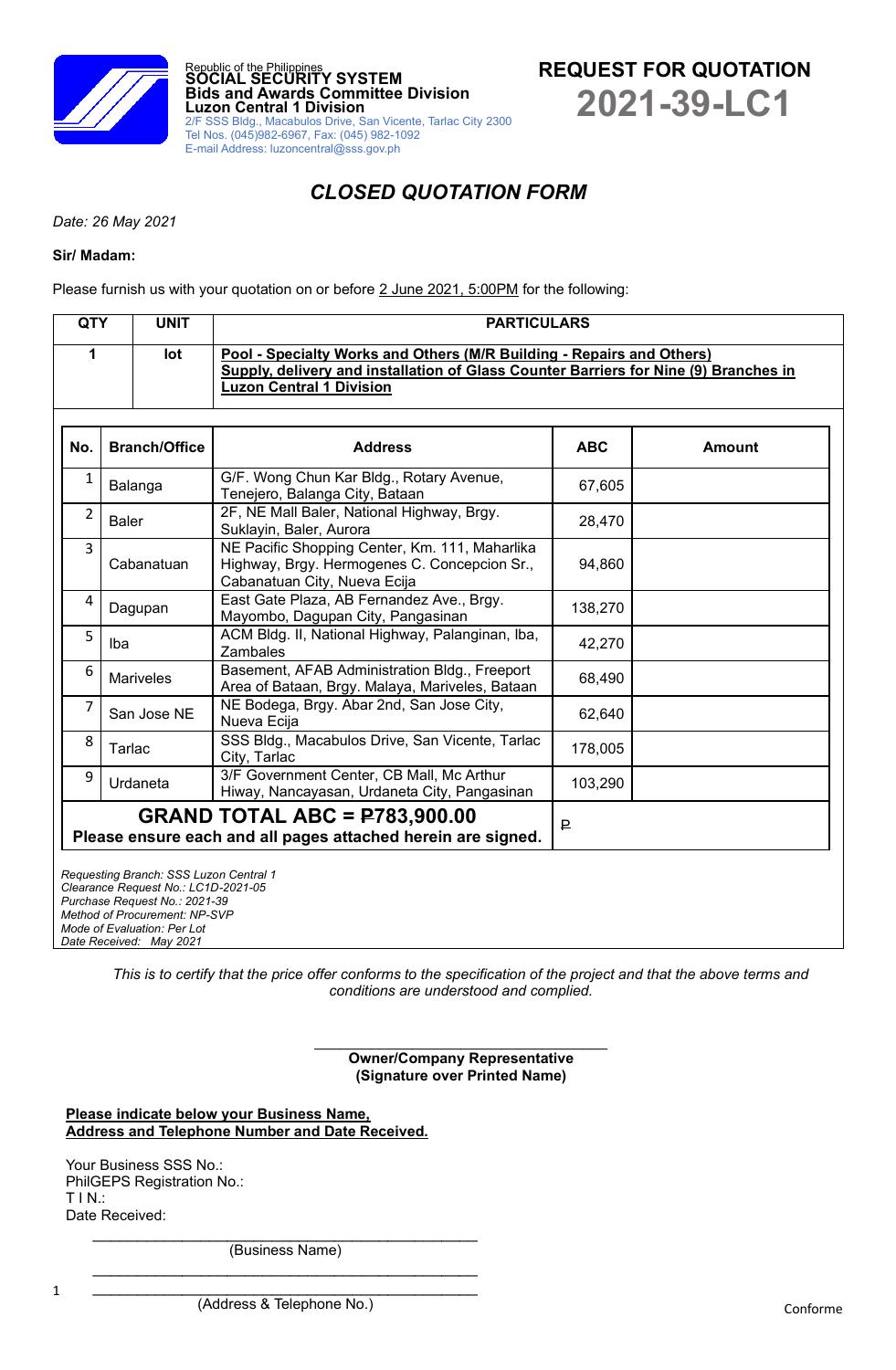Republic of the Philippines
**SOCIAL SECURITY SYSTEM**
**Bids and Awards Committee Division**
**Luzon Central 1 Division**
2/F SSS Bldg., Macabulos Drive, San Vicente, Tarlac City 2300
Tel Nos. (045)982-6967, Fax: (045) 982-1092
E-mail Address: luzoncentral@sss.gov.ph

# REQUEST FOR QUOTATION
# 2021-39-LC1

## *CLOSED QUOTATION FORM*

*Date: 26 May 2021*

**Sir/ Madam:**

Please furnish us with your quotation on or before 2 June 2021, 5:00PM for the following:

| QTY | UNIT | PARTICULARS |
|---|---|---|
| 1 | lot | **Pool - Specialty Works and Others (M/R Building - Repairs and Others)** **Supply, delivery and installation of Glass Counter Barriers for Nine (9) Branches in Luzon Central 1 Division** |

| No. | Branch/Office | Address | ABC | Amount |
|---|---|---|---|---|
| 1 | Balanga | G/F. Wong Chun Kar Bldg., Rotary Avenue, Tenejero, Balanga City, Bataan | 67,605 | |
| 2 | Baler | 2F, NE Mall Baler, National Highway, Brgy. Suklayin, Baler, Aurora | 28,470 | |
| 3 | Cabanatuan | NE Pacific Shopping Center, Km. 111, Maharlika Highway, Brgy. Hermogenes C. Concepcion Sr., Cabanatuan City, Nueva Ecija | 94,860 | |
| 4 | Dagupan | East Gate Plaza, AB Fernandez Ave., Brgy. Mayombo, Dagupan City, Pangasinan | 138,270 | |
| 5 | Iba | ACM Bldg. II, National Highway, Palanginan, Iba, Zambales | 42,270 | |
| 6 | Mariveles | Basement, AFAB Administration Bldg., Freeport Area of Bataan, Brgy. Malaya, Mariveles, Bataan | 68,490 | |
| 7 | San Jose NE | NE Bodega, Brgy. Abar 2nd, San Jose City, Nueva Ecija | 62,640 | |
| 8 | Tarlac | SSS Bldg., Macabulos Drive, San Vicente, Tarlac City, Tarlac | 178,005 | |
| 9 | Urdaneta | 3/F Government Center, CB Mall, Mc Arthur Hiway, Nancayasan, Urdaneta City, Pangasinan | 103,290 | |
| **GRAND TOTAL ABC = ₱783,900.00** **Please ensure each and all pages attached herein are signed.** | | | ₱ | |

*Requesting Branch: SSS Luzon Central 1*
*Clearance Request No.: LC1D-2021-05*
*Purchase Request No.: 2021-39*
*Method of Procurement: NP-SVP*
*Mode of Evaluation: Per Lot*
*Date Received: May 2021*

*This is to certify that the price offer conforms to the specification of the project and that the above terms and conditions are understood and complied.*

\_\_\_\_\_\_\_\_\_\_\_\_\_\_\_\_\_\_\_\_\_\_\_\_\_\_\_\_\_\_\_\_\_\_
**Owner/Company Representative**
**(Signature over Printed Name)**

**Please indicate below your Business Name, Address and Telephone Number and Date Received.**

Your Business SSS No.:
PhilGEPS Registration No.:
T I N.:
Date Received:

\_\_\_\_\_\_\_\_\_\_\_\_\_\_\_\_\_\_\_\_\_\_\_\_\_\_\_\_\_\_\_\_\_\_\_\_\_\_\_\_\_\_\_\_
(Business Name)

\_\_\_\_\_\_\_\_\_\_\_\_\_\_\_\_\_\_\_\_\_\_\_\_\_\_\_\_\_\_\_\_\_\_\_\_\_\_\_\_\_\_\_\_
\_\_\_\_\_\_\_\_\_\_\_\_\_\_\_\_\_\_\_\_\_\_\_\_\_\_\_\_\_\_\_\_\_\_\_\_\_\_\_\_\_\_\_\_
(Address & Telephone No.)

Conforme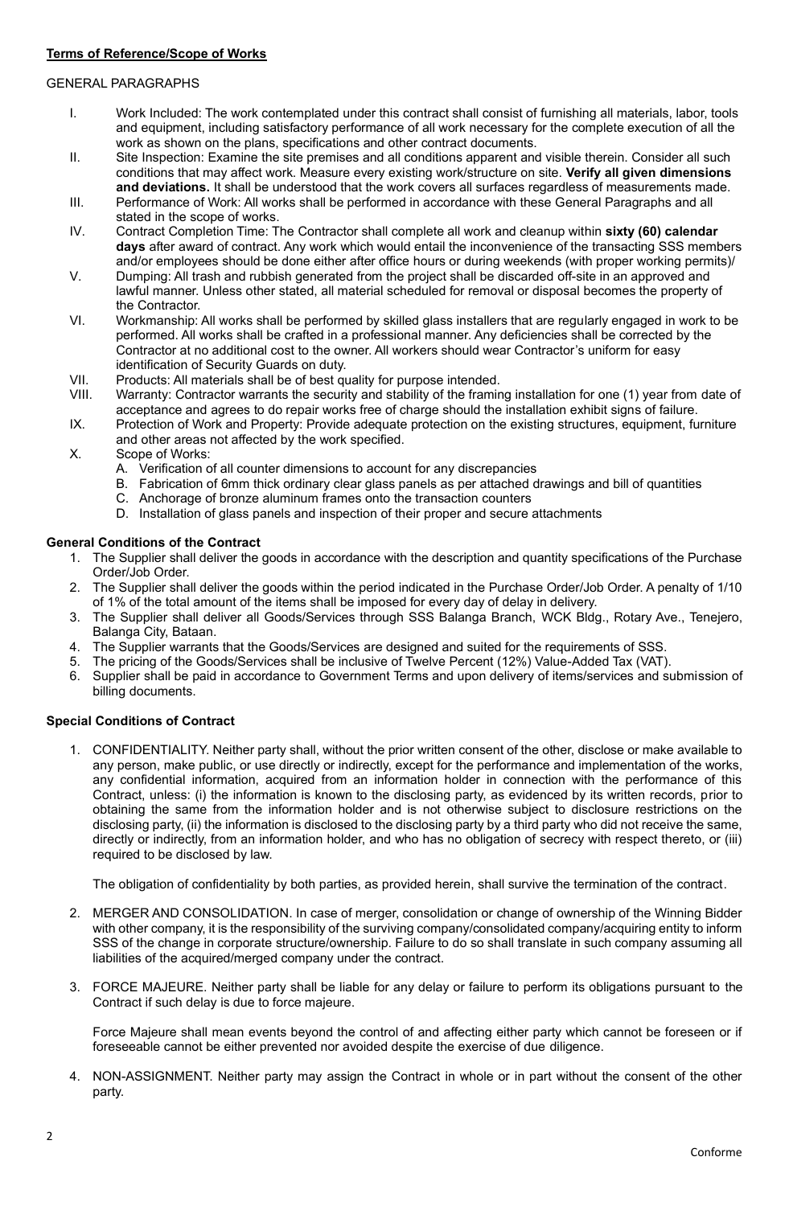**Terms of Reference/Scope of Works**

GENERAL PARAGRAPHS

I. Work Included: The work contemplated under this contract shall consist of furnishing all materials, labor, tools and equipment, including satisfactory performance of all work necessary for the complete execution of all the work as shown on the plans, specifications and other contract documents.

II. Site Inspection: Examine the site premises and all conditions apparent and visible therein. Consider all such conditions that may affect work. Measure every existing work/structure on site. **Verify all given dimensions and deviations.** It shall be understood that the work covers all surfaces regardless of measurements made.

III. Performance of Work: All works shall be performed in accordance with these General Paragraphs and all stated in the scope of works.

IV. Contract Completion Time: The Contractor shall complete all work and cleanup within **sixty (60) calendar days** after award of contract. Any work which would entail the inconvenience of the transacting SSS members and/or employees should be done either after office hours or during weekends (with proper working permits)/

V. Dumping: All trash and rubbish generated from the project shall be discarded off-site in an approved and lawful manner. Unless other stated, all material scheduled for removal or disposal becomes the property of the Contractor.

VI. Workmanship: All works shall be performed by skilled glass installers that are regularly engaged in work to be performed. All works shall be crafted in a professional manner. Any deficiencies shall be corrected by the Contractor at no additional cost to the owner. All workers should wear Contractor's uniform for easy identification of Security Guards on duty.

VII. Products: All materials shall be of best quality for purpose intended.

VIII. Warranty: Contractor warrants the security and stability of the framing installation for one (1) year from date of acceptance and agrees to do repair works free of charge should the installation exhibit signs of failure.

IX. Protection of Work and Property: Provide adequate protection on the existing structures, equipment, furniture and other areas not affected by the work specified.

X. Scope of Works:
   A. Verification of all counter dimensions to account for any discrepancies
   B. Fabrication of 6mm thick ordinary clear glass panels as per attached drawings and bill of quantities
   C. Anchorage of bronze aluminum frames onto the transaction counters
   D. Installation of glass panels and inspection of their proper and secure attachments

**General Conditions of the Contract**

1. The Supplier shall deliver the goods in accordance with the description and quantity specifications of the Purchase Order/Job Order.
2. The Supplier shall deliver the goods within the period indicated in the Purchase Order/Job Order. A penalty of 1/10 of 1% of the total amount of the items shall be imposed for every day of delay in delivery.
3. The Supplier shall deliver all Goods/Services through SSS Balanga Branch, WCK Bldg., Rotary Ave., Tenejero, Balanga City, Bataan.
4. The Supplier warrants that the Goods/Services are designed and suited for the requirements of SSS.
5. The pricing of the Goods/Services shall be inclusive of Twelve Percent (12%) Value-Added Tax (VAT).
6. Supplier shall be paid in accordance to Government Terms and upon delivery of items/services and submission of billing documents.

**Special Conditions of Contract**

1. CONFIDENTIALITY. Neither party shall, without the prior written consent of the other, disclose or make available to any person, make public, or use directly or indirectly, except for the performance and implementation of the works, any confidential information, acquired from an information holder in connection with the performance of this Contract, unless: (i) the information is known to the disclosing party, as evidenced by its written records, prior to obtaining the same from the information holder and is not otherwise subject to disclosure restrictions on the disclosing party, (ii) the information is disclosed to the disclosing party by a third party who did not receive the same, directly or indirectly, from an information holder, and who has no obligation of secrecy with respect thereto, or (iii) required to be disclosed by law.

   The obligation of confidentiality by both parties, as provided herein, shall survive the termination of the contract.

2. MERGER AND CONSOLIDATION. In case of merger, consolidation or change of ownership of the Winning Bidder with other company, it is the responsibility of the surviving company/consolidated company/acquiring entity to inform SSS of the change in corporate structure/ownership. Failure to do so shall translate in such company assuming all liabilities of the acquired/merged company under the contract.

3. FORCE MAJEURE. Neither party shall be liable for any delay or failure to perform its obligations pursuant to the Contract if such delay is due to force majeure.

   Force Majeure shall mean events beyond the control of and affecting either party which cannot be foreseen or if foreseeable cannot be either prevented nor avoided despite the exercise of due diligence.

4. NON-ASSIGNMENT. Neither party may assign the Contract in whole or in part without the consent of the other party.

Conforme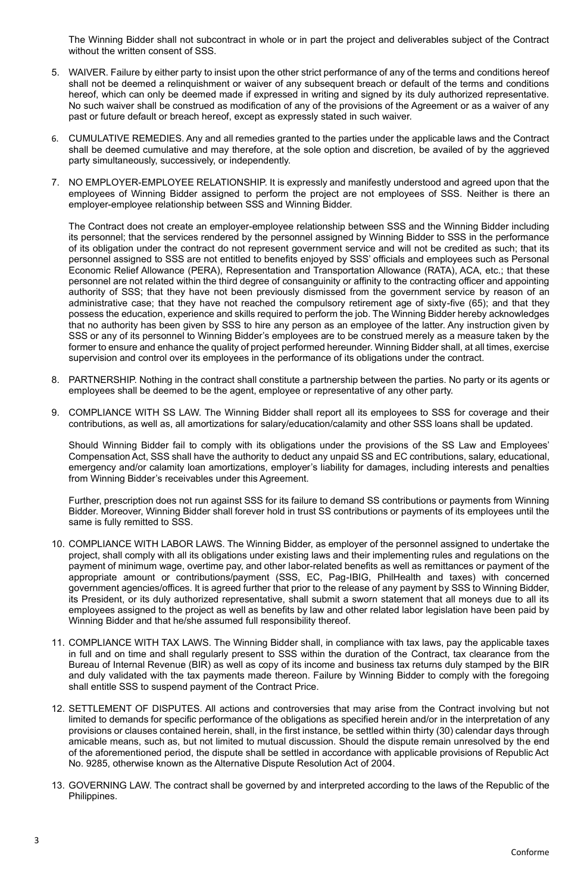The Winning Bidder shall not subcontract in whole or in part the project and deliverables subject of the Contract without the written consent of SSS.

5. WAIVER. Failure by either party to insist upon the other strict performance of any of the terms and conditions hereof shall not be deemed a relinquishment or waiver of any subsequent breach or default of the terms and conditions hereof, which can only be deemed made if expressed in writing and signed by its duly authorized representative. No such waiver shall be construed as modification of any of the provisions of the Agreement or as a waiver of any past or future default or breach hereof, except as expressly stated in such waiver.

6. CUMULATIVE REMEDIES. Any and all remedies granted to the parties under the applicable laws and the Contract shall be deemed cumulative and may therefore, at the sole option and discretion, be availed of by the aggrieved party simultaneously, successively, or independently.

7. NO EMPLOYER-EMPLOYEE RELATIONSHIP. It is expressly and manifestly understood and agreed upon that the employees of Winning Bidder assigned to perform the project are not employees of SSS. Neither is there an employer-employee relationship between SSS and Winning Bidder.

   The Contract does not create an employer-employee relationship between SSS and the Winning Bidder including its personnel; that the services rendered by the personnel assigned by Winning Bidder to SSS in the performance of its obligation under the contract do not represent government service and will not be credited as such; that its personnel assigned to SSS are not entitled to benefits enjoyed by SSS' officials and employees such as Personal Economic Relief Allowance (PERA), Representation and Transportation Allowance (RATA), ACA, etc.; that these personnel are not related within the third degree of consanguinity or affinity to the contracting officer and appointing authority of SSS; that they have not been previously dismissed from the government service by reason of an administrative case; that they have not reached the compulsory retirement age of sixty-five (65); and that they possess the education, experience and skills required to perform the job. The Winning Bidder hereby acknowledges that no authority has been given by SSS to hire any person as an employee of the latter. Any instruction given by SSS or any of its personnel to Winning Bidder's employees are to be construed merely as a measure taken by the former to ensure and enhance the quality of project performed hereunder. Winning Bidder shall, at all times, exercise supervision and control over its employees in the performance of its obligations under the contract.

8. PARTNERSHIP. Nothing in the contract shall constitute a partnership between the parties. No party or its agents or employees shall be deemed to be the agent, employee or representative of any other party.

9. COMPLIANCE WITH SS LAW. The Winning Bidder shall report all its employees to SSS for coverage and their contributions, as well as, all amortizations for salary/education/calamity and other SSS loans shall be updated.

   Should Winning Bidder fail to comply with its obligations under the provisions of the SS Law and Employees' Compensation Act, SSS shall have the authority to deduct any unpaid SS and EC contributions, salary, educational, emergency and/or calamity loan amortizations, employer's liability for damages, including interests and penalties from Winning Bidder's receivables under this Agreement.

   Further, prescription does not run against SSS for its failure to demand SS contributions or payments from Winning Bidder. Moreover, Winning Bidder shall forever hold in trust SS contributions or payments of its employees until the same is fully remitted to SSS.

10. COMPLIANCE WITH LABOR LAWS. The Winning Bidder, as employer of the personnel assigned to undertake the project, shall comply with all its obligations under existing laws and their implementing rules and regulations on the payment of minimum wage, overtime pay, and other labor-related benefits as well as remittances or payment of the appropriate amount or contributions/payment (SSS, EC, Pag-IBIG, PhilHealth and taxes) with concerned government agencies/offices. It is agreed further that prior to the release of any payment by SSS to Winning Bidder, its President, or its duly authorized representative, shall submit a sworn statement that all moneys due to all its employees assigned to the project as well as benefits by law and other related labor legislation have been paid by Winning Bidder and that he/she assumed full responsibility thereof.

11. COMPLIANCE WITH TAX LAWS. The Winning Bidder shall, in compliance with tax laws, pay the applicable taxes in full and on time and shall regularly present to SSS within the duration of the Contract, tax clearance from the Bureau of Internal Revenue (BIR) as well as copy of its income and business tax returns duly stamped by the BIR and duly validated with the tax payments made thereon. Failure by Winning Bidder to comply with the foregoing shall entitle SSS to suspend payment of the Contract Price.

12. SETTLEMENT OF DISPUTES. All actions and controversies that may arise from the Contract involving but not limited to demands for specific performance of the obligations as specified herein and/or in the interpretation of any provisions or clauses contained herein, shall, in the first instance, be settled within thirty (30) calendar days through amicable means, such as, but not limited to mutual discussion. Should the dispute remain unresolved by the end of the aforementioned period, the dispute shall be settled in accordance with applicable provisions of Republic Act No. 9285, otherwise known as the Alternative Dispute Resolution Act of 2004.

13. GOVERNING LAW. The contract shall be governed by and interpreted according to the laws of the Republic of the Philippines.

Conforme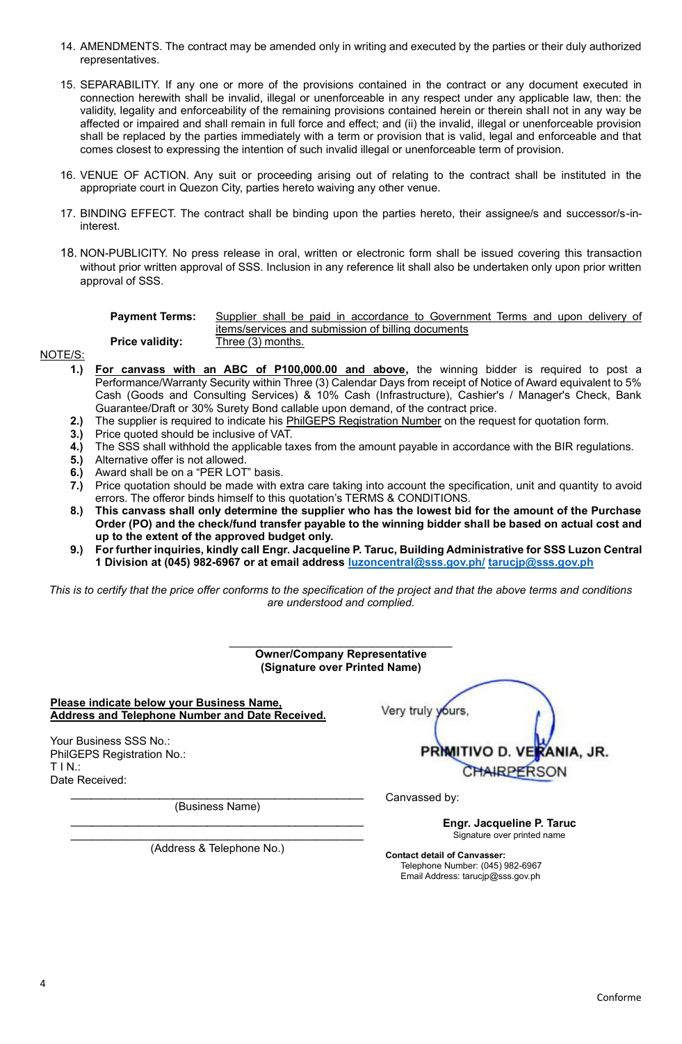14. AMENDMENTS. The contract may be amended only in writing and executed by the parties or their duly authorized representatives.

15. SEPARABILITY. If any one or more of the provisions contained in the contract or any document executed in connection herewith shall be invalid, illegal or unenforceable in any respect under any applicable law, then: the validity, legality and enforceability of the remaining provisions contained herein or therein shall not in any way be affected or impaired and shall remain in full force and effect; and (ii) the invalid, illegal or unenforceable provision shall be replaced by the parties immediately with a term or provision that is valid, legal and enforceable and that comes closest to expressing the intention of such invalid illegal or unenforceable term of provision.

16. VENUE OF ACTION. Any suit or proceeding arising out of relating to the contract shall be instituted in the appropriate court in Quezon City, parties hereto waiving any other venue.

17. BINDING EFFECT. The contract shall be binding upon the parties hereto, their assignee/s and successor/s-in-interest.

18. NON-PUBLICITY. No press release in oral, written or electronic form shall be issued covering this transaction without prior written approval of SSS. Inclusion in any reference lit shall also be undertaken only upon prior written approval of SSS.

**Payment Terms:** Supplier shall be paid in accordance to Government Terms and upon delivery of items/services and submission of billing documents

**Price validity:** Three (3) months.

NOTE/S:

1.) **For canvass with an ABC of P100,000.00 and above,** the winning bidder is required to post a Performance/Warranty Security within Three (3) Calendar Days from receipt of Notice of Award equivalent to 5% Cash (Goods and Consulting Services) & 10% Cash (Infrastructure), Cashier's / Manager's Check, Bank Guarantee/Draft or 30% Surety Bond callable upon demand, of the contract price.
2.) The supplier is required to indicate his PhilGEPS Registration Number on the request for quotation form.
3.) Price quoted should be inclusive of VAT.
4.) The SSS shall withhold the applicable taxes from the amount payable in accordance with the BIR regulations.
5.) Alternative offer is not allowed.
6.) Award shall be on a "PER LOT" basis.
7.) Price quotation should be made with extra care taking into account the specification, unit and quantity to avoid errors. The offeror binds himself to this quotation's TERMS & CONDITIONS.
8.) **This canvass shall only determine the supplier who has the lowest bid for the amount of the Purchase Order (PO) and the check/fund transfer payable to the winning bidder shall be based on actual cost and up to the extent of the approved budget only.**
9.) **For further inquiries, kindly call Engr. Jacqueline P. Taruc, Building Administrative for SSS Luzon Central 1 Division at (045) 982-6967 or at email address luzoncentral@sss.gov.ph/ tarucjp@sss.gov.ph**

*This is to certify that the price offer conforms to the specification of the project and that the above terms and conditions are understood and complied.*

\_\_\_\_\_\_\_\_\_\_\_\_\_\_\_\_\_\_\_\_\_\_\_\_\_\_\_\_\_\_\_\_\_\_\_\_

**Owner/Company Representative**
**(Signature over Printed Name)**

**Please indicate below your Business Name, Address and Telephone Number and Date Received.**

Your Business SSS No.:
PhilGEPS Registration No.:
T I N.:
Date Received:

\_\_\_\_\_\_\_\_\_\_\_\_\_\_\_\_\_\_\_\_\_\_\_\_\_\_\_\_\_\_\_\_\_\_\_\_\_\_\_\_\_\_\_\_
(Business Name)

\_\_\_\_\_\_\_\_\_\_\_\_\_\_\_\_\_\_\_\_\_\_\_\_\_\_\_\_\_\_\_\_\_\_\_\_\_\_\_\_\_\_\_\_
\_\_\_\_\_\_\_\_\_\_\_\_\_\_\_\_\_\_\_\_\_\_\_\_\_\_\_\_\_\_\_\_\_\_\_\_\_\_\_\_\_\_\_\_
(Address & Telephone No.)

Very truly yours,

**PRIMITIVO D. VERANIA, JR.**
CHAIRPERSON

Canvassed by:

**Engr. Jacqueline P. Taruc**
Signature over printed name

**Contact detail of Canvasser:**
Telephone Number: (045) 982-6967
Email Address: tarucjp@sss.gov.ph

Conforme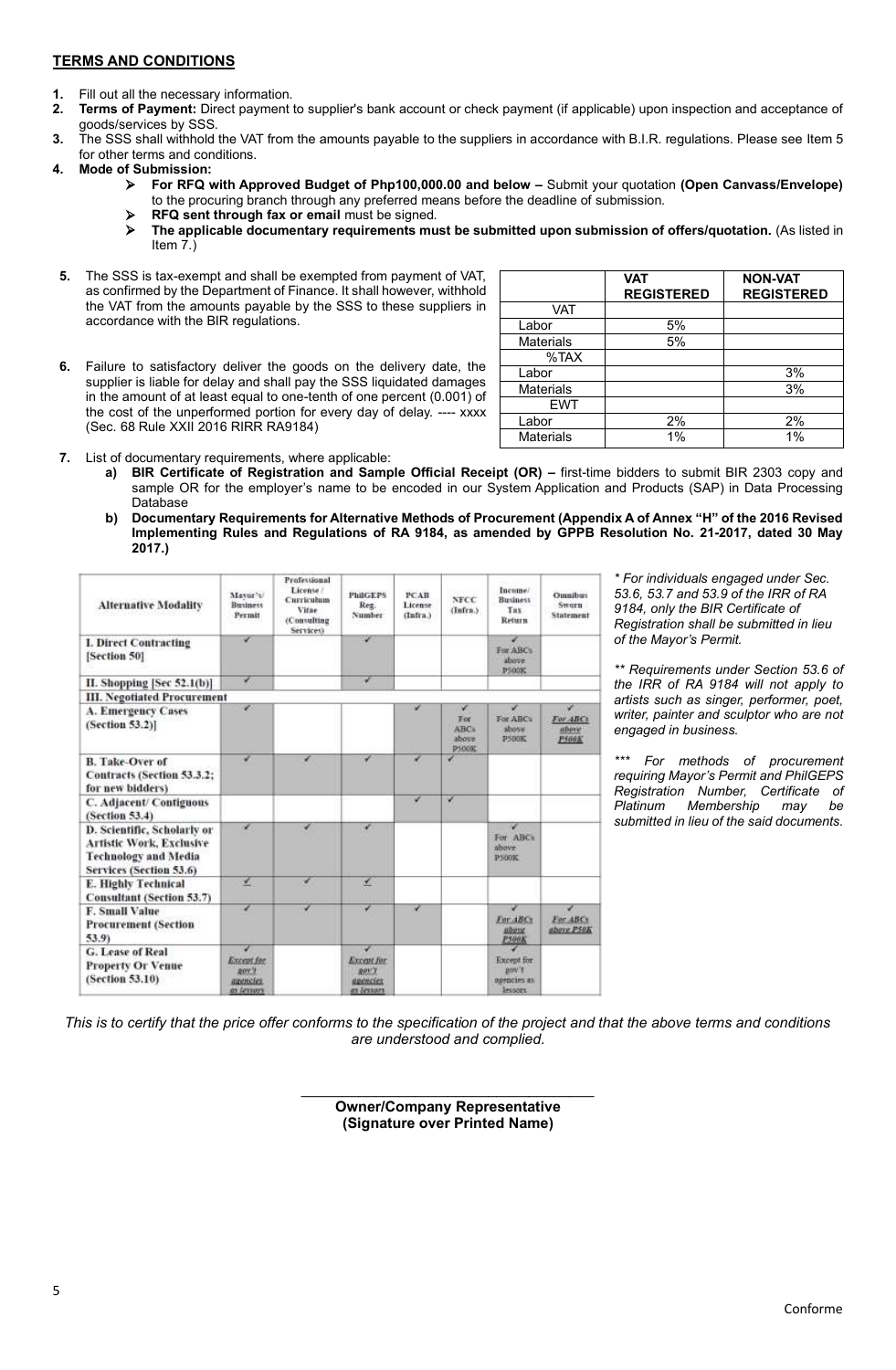## TERMS AND CONDITIONS

1. Fill out all the necessary information.
2. **Terms of Payment:** Direct payment to supplier's bank account or check payment (if applicable) upon inspection and acceptance of goods/services by SSS.
3. The SSS shall withhold the VAT from the amounts payable to the suppliers in accordance with B.I.R. regulations. Please see Item 5 for other terms and conditions.
4. **Mode of Submission:**
   - **For RFQ with Approved Budget of Php100,000.00 and below –** Submit your quotation **(Open Canvass/Envelope)** to the procuring branch through any preferred means before the deadline of submission.
   - **RFQ sent through fax or email** must be signed.
   - **The applicable documentary requirements must be submitted upon submission of offers/quotation.** (As listed in Item 7.)
5. The SSS is tax-exempt and shall be exempted from payment of VAT, as confirmed by the Department of Finance. It shall however, withhold the VAT from the amounts payable by the SSS to these suppliers in accordance with the BIR regulations.
6. Failure to satisfactory deliver the goods on the delivery date, the supplier is liable for delay and shall pay the SSS liquidated damages in the amount of at least equal to one-tenth of one percent (0.001) of the cost of the unperformed portion for every day of delay. ---- xxxx (Sec. 68 Rule XXII 2016 RIRR RA9184)

| | VAT REGISTERED | NON-VAT REGISTERED |
|---|---|---|
| VAT | | |
| Labor | 5% | |
| Materials | 5% | |
| %TAX | | |
| Labor | | 3% |
| Materials | | 3% |
| EWT | | |
| Labor | 2% | 2% |
| Materials | 1% | 1% |

7. List of documentary requirements, where applicable:
   a) **BIR Certificate of Registration and Sample Official Receipt (OR) –** first-time bidders to submit BIR 2303 copy and sample OR for the employer's name to be encoded in our System Application and Products (SAP) in Data Processing Database
   b) **Documentary Requirements for Alternative Methods of Procurement (Appendix A of Annex "H" of the 2016 Revised Implementing Rules and Regulations of RA 9184, as amended by GPPB Resolution No. 21-2017, dated 30 May 2017.)**

| Alternative Modality | Mayor's/ Business Permit | Professional License / Curriculum Vitae (Consulting Services) | PhilGEPS Reg. Number | PCAB License (Infra.) | NFCC (Infra.) | Income/ Business Tax Return | Omnibus Sworn Statement |
|---|---|---|---|---|---|---|---|
| I. Direct Contracting [Section 50] | ✓ | | ✓ | | | ✓ For ABCs above P500K | |
| II. Shopping [Sec 52.1(b)] | ✓ | | ✓ | | | | |
| III. Negotiated Procurement | | | | | | | |
| A. Emergency Cases (Section 53.2)] | ✓ | | | ✓ | ✓ For ABCs above P500K | ✓ For ABCs above P500K | ✓ For ABCs above P500K |
| B. Take-Over of Contracts (Section 53.3.2; for new bidders) | ✓ | ✓ | ✓ | ✓ | ✓ | | |
| C. Adjacent/ Contiguous (Section 53.4) | | | | ✓ | ✓ | | |
| D. Scientific, Scholarly or Artistic Work, Exclusive Technology and Media Services (Section 53.6) | ✓ | ✓ | ✓ | | | ✓ For ABCs above P500K | |
| E. Highly Technical Consultant (Section 53.7) | ✓ | ✓ | ✓ | | | | |
| F. Small Value Procurement (Section 53.9) | ✓ | ✓ | ✓ | ✓ | | ✓ For ABCs above P500K | ✓ For ABCs above P50K |
| G. Lease of Real Property Or Venue (Section 53.10) | ✓ Except for gov't agencies as lessors | | ✓ Except for gov't agencies as lessors | | | ✓ Except for gov't agencies as lessors | |

*\* For individuals engaged under Sec. 53.6, 53.7 and 53.9 of the IRR of RA 9184, only the BIR Certificate of Registration shall be submitted in lieu of the Mayor's Permit.*

*\*\* Requirements under Section 53.6 of the IRR of RA 9184 will not apply to artists such as singer, performer, poet, writer, painter and sculptor who are not engaged in business.*

*\*\*\* For methods of procurement requiring Mayor's Permit and PhilGEPS Registration Number, Certificate of Platinum Membership may be submitted in lieu of the said documents.*

*This is to certify that the price offer conforms to the specification of the project and that the above terms and conditions are understood and complied.*

\_\_\_\_\_\_\_\_\_\_\_\_\_\_\_\_\_\_\_\_\_\_\_\_\_\_\_\_\_\_\_\_\_\_\_\_

**Owner/Company Representative**
**(Signature over Printed Name)**

Conforme